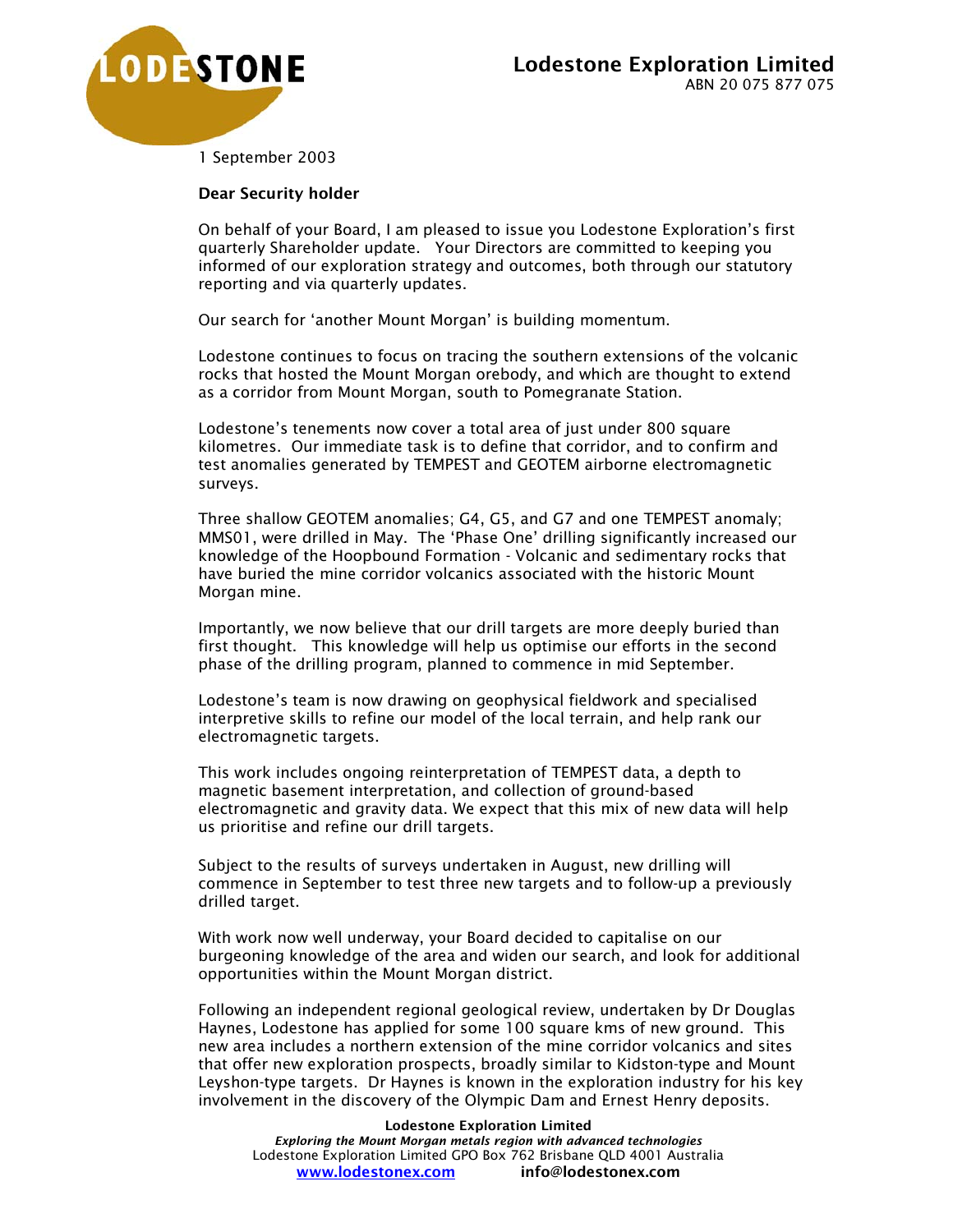# Lodestone Exploration Limited

ABN 20 075 877 075

1 September 2003

**Dear Security holder**

On behalf of your Board, I am pleased to issue you Lodestone Exploration's first quarterly Shareholder update. Your Directors are committed to keeping you informed of our exploration strategy and outcomes, both through our statutory reporting and via quarterly updates.

Our search for 'another Mount Morgan' is building momentum.

Lodestone continues to focus on tracing the southern extensions of the volcanic rocks that hosted the Mount Morgan orebody, and which are thought to extend as a corridor from Mount Morgan, south to Pomegranate Station.

Lodestone's tenements now cover a total area of just under 800 square kilometres. Our immediate task is to define that corridor, and to confirm and test anomalies generated by TEMPEST and GEOTEM airborne electromagnetic surveys.

Three shallow GEOTEM anomalies; G4, G5, and G7 and one TEMPEST anomaly; MMS01, were drilled in May. The 'Phase One' drilling significantly increased our knowledge of the Hoopbound Formation - Volcanic and sedimentary rocks that have buried the mine corridor volcanics associated with the historic Mount Morgan mine.

Importantly, we now believe that our drill targets are more deeply buried than first thought. This knowledge will help us optimise our efforts in the second phase of the drilling program, planned to commence in mid September.

Lodestone's team is now drawing on geophysical fieldwork and specialised interpretive skills to refine our model of the local terrain, and help rank our electromagnetic targets.

This work includes ongoing reinterpretation of TEMPEST data, a depth to magnetic basement interpretation, and collection of ground-based electromagnetic and gravity data. We expect that this mix of new data will help us prioritise and refine our drill targets.

Subject to the results of surveys undertaken in August, new drilling will commence in September to test three new targets and to follow-up a previously drilled target.

With work now well underway, your Board decided to capitalise on our burgeoning knowledge of the area and widen our search, and look for additional opportunities within the Mount Morgan district.

Following an independent regional geological review, undertaken by Dr Douglas Haynes, Lodestone has applied for some 100 square kms of new ground. This new area includes a northern extension of the mine corridor volcanics and sites that offer new exploration prospects, broadly similar to Kidston-type and Mount Leyshon-type targets. Dr Haynes is known in the exploration industry for his key involvement in the discovery of the Olympic Dam and Ernest Henry deposits.

**Lodestone Exploration Limited**
***Exploring the Mount Morgan metals region with advanced technologies***
Lodestone Exploration Limited GPO Box 762 Brisbane QLD 4001 Australia
www.lodestonex.com **info@lodestonex.com**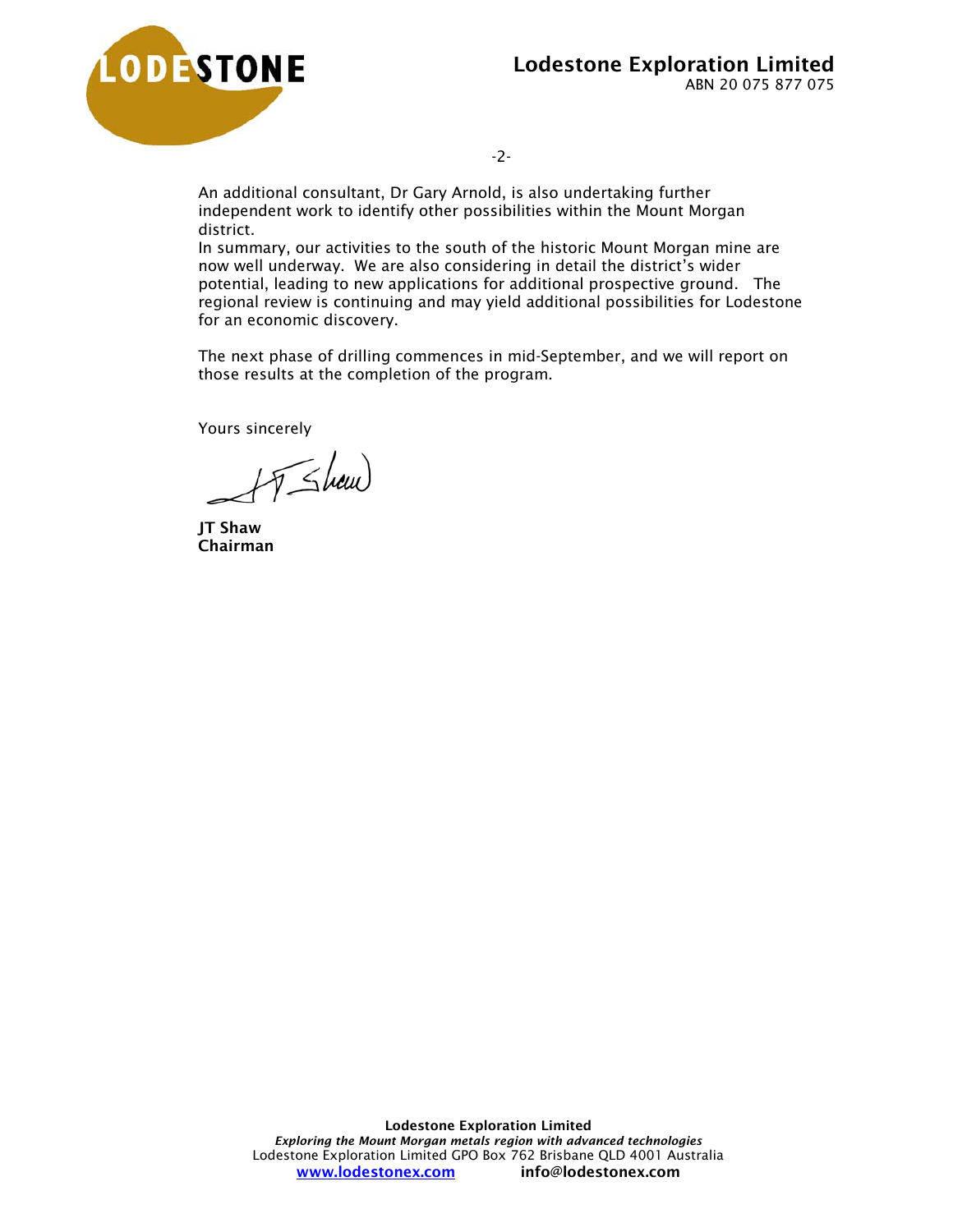An additional consultant, Dr Gary Arnold, is also undertaking further independent work to identify other possibilities within the Mount Morgan district.

In summary, our activities to the south of the historic Mount Morgan mine are now well underway. We are also considering in detail the district's wider potential, leading to new applications for additional prospective ground. The regional review is continuing and may yield additional possibilities for Lodestone for an economic discovery.

The next phase of drilling commences in mid-September, and we will report on those results at the completion of the program.

Yours sincerely

**JT Shaw**
**Chairman**

**Lodestone Exploration Limited**
***Exploring the Mount Morgan metals region with advanced technologies***
Lodestone Exploration Limited GPO Box 762 Brisbane QLD 4001 Australia
www.lodestonex.com **info@lodestonex.com**